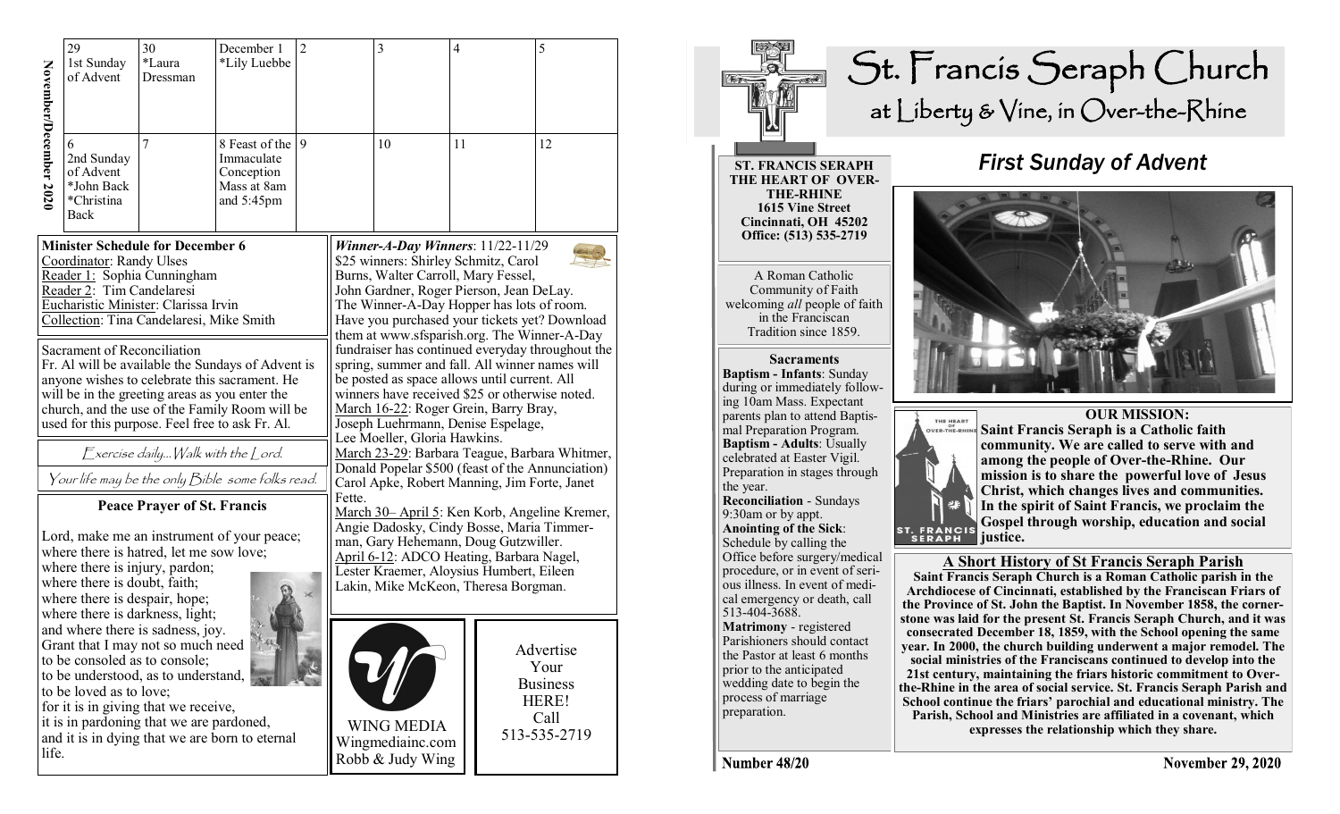# November/December 2020

| 29 | 30 | December 1 | 2 | 3 | 4 | 5 |
|---|---|---|---|---|---|---|
| 1st Sunday of Advent | *Laura Dressman | *Lily Luebbe | | | | |
| 6 2nd Sunday of Advent *John Back *Christina Back | 7 | 8 Feast of the Immaculate Conception Mass at 8am and 5:45pm | 9 | 10 | 11 | 12 |

**Minister Schedule for December 6**

Coordinator: Randy Ulses
Reader 1: Sophia Cunningham
Reader 2: Tim Candelaresi
Eucharistic Minister: Clarissa Irvin
Collection: Tina Candelaresi, Mike Smith

Sacrament of Reconciliation
Fr. Al will be available the Sundays of Advent is anyone wishes to celebrate this sacrament. He will be in the greeting areas as you enter the church, and the use of the Family Room will be used for this purpose. Feel free to ask Fr. Al.

*Exercise daily…Walk with the Lord.*

*Your life may be the only Bible some folks read.*

**Peace Prayer of St. Francis**

Lord, make me an instrument of your peace;
where there is hatred, let me sow love;
where there is injury, pardon;
where there is doubt, faith;
where there is despair, hope;
where there is darkness, light;
and where there is sadness, joy.
Grant that I may not so much need
to be consoled as to console;
to be understood, as to understand,
to be loved as to love;
for it is in giving that we receive,
it is in pardoning that we are pardoned,
and it is in dying that we are born to eternal life.

***Winner-A-Day Winners***: 11/22-11/29
$25 winners: Shirley Schmitz, Carol Burns, Walter Carroll, Mary Fessel, John Gardner, Roger Pierson, Jean DeLay.
The Winner-A-Day Hopper has lots of room. Have you purchased your tickets yet? Download them at www.sfsparish.org. The Winner-A-Day fundraiser has continued everyday throughout the spring, summer and fall. All winner names will be posted as space allows until current. All winners have received $25 or otherwise noted.
March 16-22: Roger Grein, Barry Bray, Joseph Luehrmann, Denise Espelage, Lee Moeller, Gloria Hawkins.
March 23-29: Barbara Teague, Barbara Whitmer, Donald Popelar $500 (feast of the Annunciation) Carol Apke, Robert Manning, Jim Forte, Janet Fette.
March 30– April 5: Ken Korb, Angeline Kremer, Angie Dadosky, Cindy Bosse, Maria Timmerman, Gary Hehemann, Doug Gutzwiller.
April 6-12: ADCO Heating, Barbara Nagel, Lester Kraemer, Aloysius Humbert, Eileen Lakin, Mike McKeon, Theresa Borgman.

WING MEDIA
Wingmediainc.com
Robb & Judy Wing

Advertise Your Business HERE! Call 513-535-2719

# St. Francis Seraph Church
## at Liberty & Vine, in Over-the-Rhine

**ST. FRANCIS SERAPH THE HEART OF OVER-THE-RHINE**
**1615 Vine Street**
**Cincinnati, OH 45202**
**Office: (513) 535-2719**

A Roman Catholic Community of Faith welcoming *all* people of faith in the Franciscan Tradition since 1859.

**Sacraments**

**Baptism - Infants**: Sunday during or immediately following 10am Mass. Expectant parents plan to attend Baptismal Preparation Program.
**Baptism - Adults**: Usually celebrated at Easter Vigil. Preparation in stages through the year.
**Reconciliation** - Sundays 9:30am or by appt.
**Anointing of the Sick**: Schedule by calling the Office before surgery/medical procedure, or in event of serious illness. In event of medical emergency or death, call 513-404-3688.
**Matrimony** - registered Parishioners should contact the Pastor at least 6 months prior to the anticipated wedding date to begin the process of marriage preparation.

## *First Sunday of Advent*

**OUR MISSION:**
**Saint Francis Seraph is a Catholic faith community. We are called to serve with and among the people of Over-the-Rhine. Our mission is to share the powerful love of Jesus Christ, which changes lives and communities. In the spirit of Saint Francis, we proclaim the Gospel through worship, education and social justice.**

**A Short History of St Francis Seraph Parish**

**Saint Francis Seraph Church is a Roman Catholic parish in the Archdiocese of Cincinnati, established by the Franciscan Friars of the Province of St. John the Baptist. In November 1858, the cornerstone was laid for the present St. Francis Seraph Church, and it was consecrated December 18, 1859, with the School opening the same year. In 2000, the church building underwent a major remodel. The social ministries of the Franciscans continued to develop into the 21st century, maintaining the friars historic commitment to Over-the-Rhine in the area of social service. St. Francis Seraph Parish and School continue the friars' parochial and educational ministry. The Parish, School and Ministries are affiliated in a covenant, which expresses the relationship which they share.**

**Number 48/20** **November 29, 2020**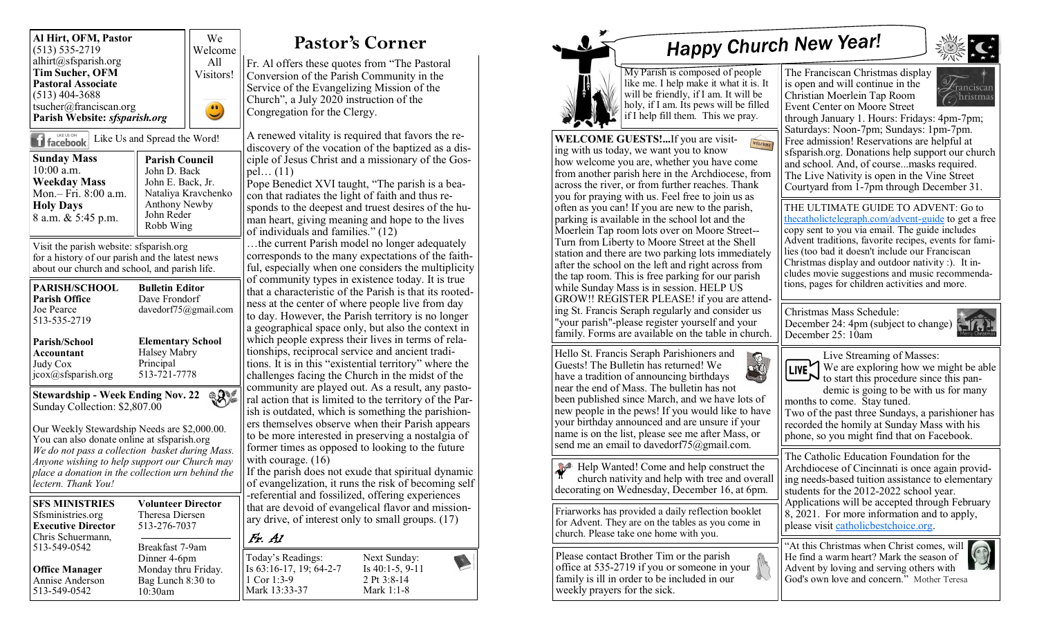**Al Hirt, OFM, Pastor**
(513) 535-2719
alhirt@sfsparish.org
**Tim Sucher, OFM**
**Pastoral Associate**
(513) 404-3688
tsucher@franciscan.org
**Parish Website: *sfsparish.org***

We Welcome All Visitors!

Like Us and Spread the Word!

**Sunday Mass**
10:00 a.m.
**Weekday Mass**
Mon.– Fri. 8:00 a.m.
**Holy Days**
8 a.m. & 5:45 p.m.

**Parish Council**
John D. Back
John E. Back, Jr.
Nataliya Kravchenko
Anthony Newby
John Reder
Robb Wing

Visit the parish website: sfsparish.org for a history of our parish and the latest news about our church and school, and parish life.

**PARISH/SCHOOL**
**Parish Office**
Joe Pearce
513-535-2719

**Bulletin Editor**
Dave Frondorf
davedorf75@gmail.com

**Parish/School Accountant**
Judy Cox
jcox@sfsparish.org

**Elementary School**
Halsey Mabry
Principal
513-721-7778

**Stewardship - Week Ending Nov. 22**
Sunday Collection: $2,807.00

Our Weekly Stewardship Needs are $2,000.00. You can also donate online at sfsparish.org
*We do not pass a collection basket during Mass. Anyone wishing to help support our Church may place a donation in the collection urn behind the lectern. Thank You!*

**SFS MINISTRIES**
Sfsministries.org
**Executive Director**
Chris Schuermann,
513-549-0542

**Office Manager**
Annise Anderson
513-549-0542

**Volunteer Director**
Theresa Diersen
513-276-7037

Breakfast 7-9am
Dinner 4-6pm
Monday thru Friday.
Bag Lunch 8:30 to 10:30am

# Pastor's Corner

Fr. Al offers these quotes from "The Pastoral Conversion of the Parish Community in the Service of the Evangelizing Mission of the Church", a July 2020 instruction of the Congregation for the Clergy.

A renewed vitality is required that favors the rediscovery of the vocation of the baptized as a disciple of Jesus Christ and a missionary of the Gospel… (11)

Pope Benedict XVI taught, "The parish is a beacon that radiates the light of faith and thus responds to the deepest and truest desires of the human heart, giving meaning and hope to the lives of individuals and families." (12)

…the current Parish model no longer adequately corresponds to the many expectations of the faithful, especially when one considers the multiplicity of community types in existence today. It is true that a characteristic of the Parish is that its rootedness at the center of where people live from day to day. However, the Parish territory is no longer a geographical space only, but also the context in which people express their lives in terms of relationships, reciprocal service and ancient traditions. It is in this "existential territory" where the challenges facing the Church in the midst of the community are played out. As a result, any pastoral action that is limited to the territory of the Parish is outdated, which is something the parishioners themselves observe when their Parish appears to be more interested in preserving a nostalgia of former times as opposed to looking to the future with courage. (16)

If the parish does not exude that spiritual dynamic of evangelization, it runs the risk of becoming self-referential and fossilized, offering experiences that are devoid of evangelical flavor and missionary drive, of interest only to small groups. (17)

*Fr. Al*

| Today's Readings: | Next Sunday: |
|---|---|
| Is 63:16-17, 19; 64-2-7 | Is 40:1-5, 9-11 |
| 1 Cor 1:3-9 | 2 Pt 3:8-14 |
| Mark 13:33-37 | Mark 1:1-8 |

# Happy Church New Year!

My Parish is composed of people like me. I help make it what it is. It will be friendly, if I am. It will be holy, if I am. Its pews will be filled if I help fill them. This we pray.

**WELCOME GUESTS!...**If you are visiting with us today, we want you to know how welcome you are, whether you have come from another parish here in the Archdiocese, from across the river, or from further reaches. Thank you for praying with us. Feel free to join us as often as you can! If you are new to the parish, parking is available in the school lot and the Moerlein Tap room lots over on Moore Street--Turn from Liberty to Moore Street at the Shell station and there are two parking lots immediately after the school on the left and right across from the tap room. This is free parking for our parish while Sunday Mass is in session. HELP US GROW!! REGISTER PLEASE! if you are attending St. Francis Seraph regularly and consider us "your parish"-please register yourself and your family. Forms are available on the table in church.

Hello St. Francis Seraph Parishioners and Guests! The Bulletin has returned! We have a tradition of announcing birthdays near the end of Mass. The bulletin has not been published since March, and we have lots of new people in the pews! If you would like to have your birthday announced and are unsure if your name is on the list, please see me after Mass, or send me an email to davedorf75@gmail.com.

Help Wanted! Come and help construct the church nativity and help with tree and overall decorating on Wednesday, December 16, at 6pm.

Friarworks has provided a daily reflection booklet for Advent. They are on the tables as you come in church. Please take one home with you.

Please contact Brother Tim or the parish office at 535-2719 if you or someone in your family is ill in order to be included in our weekly prayers for the sick.

The Franciscan Christmas display is open and will continue in the Christian Moerlein Tap Room Event Center on Moore Street through January 1. Hours: Fridays: 4pm-7pm; Saturdays: Noon-7pm; Sundays: 1pm-7pm. Free admission! Reservations are helpful at sfsparish.org. Donations help support our church and school. And, of course...masks required. The Live Nativity is open in the Vine Street Courtyard from 1-7pm through December 31.

THE ULTIMATE GUIDE TO ADVENT: Go to thecatholictelegraph.com/advent-guide to get a free copy sent to you via email. The guide includes Advent traditions, favorite recipes, events for families (too bad it doesn't include our Franciscan Christmas display and outdoor nativity :). It includes movie suggestions and music recommendations, pages for children activities and more.

Christmas Mass Schedule:
December 24: 4pm (subject to change)
December 25: 10am

Live Streaming of Masses:
We are exploring how we might be able to start this procedure since this pandemic is going to be with us for many months to come. Stay tuned.
Two of the past three Sundays, a parishioner has recorded the homily at Sunday Mass with his phone, so you might find that on Facebook.

The Catholic Education Foundation for the Archdiocese of Cincinnati is once again providing needs-based tuition assistance to elementary students for the 2012-2022 school year. Applications will be accepted through February 8, 2021. For more information and to apply, please visit catholicbestchoice.org.

"At this Christmas when Christ comes, will He find a warm heart? Mark the season of Advent by loving and serving others with God's own love and concern." Mother Teresa